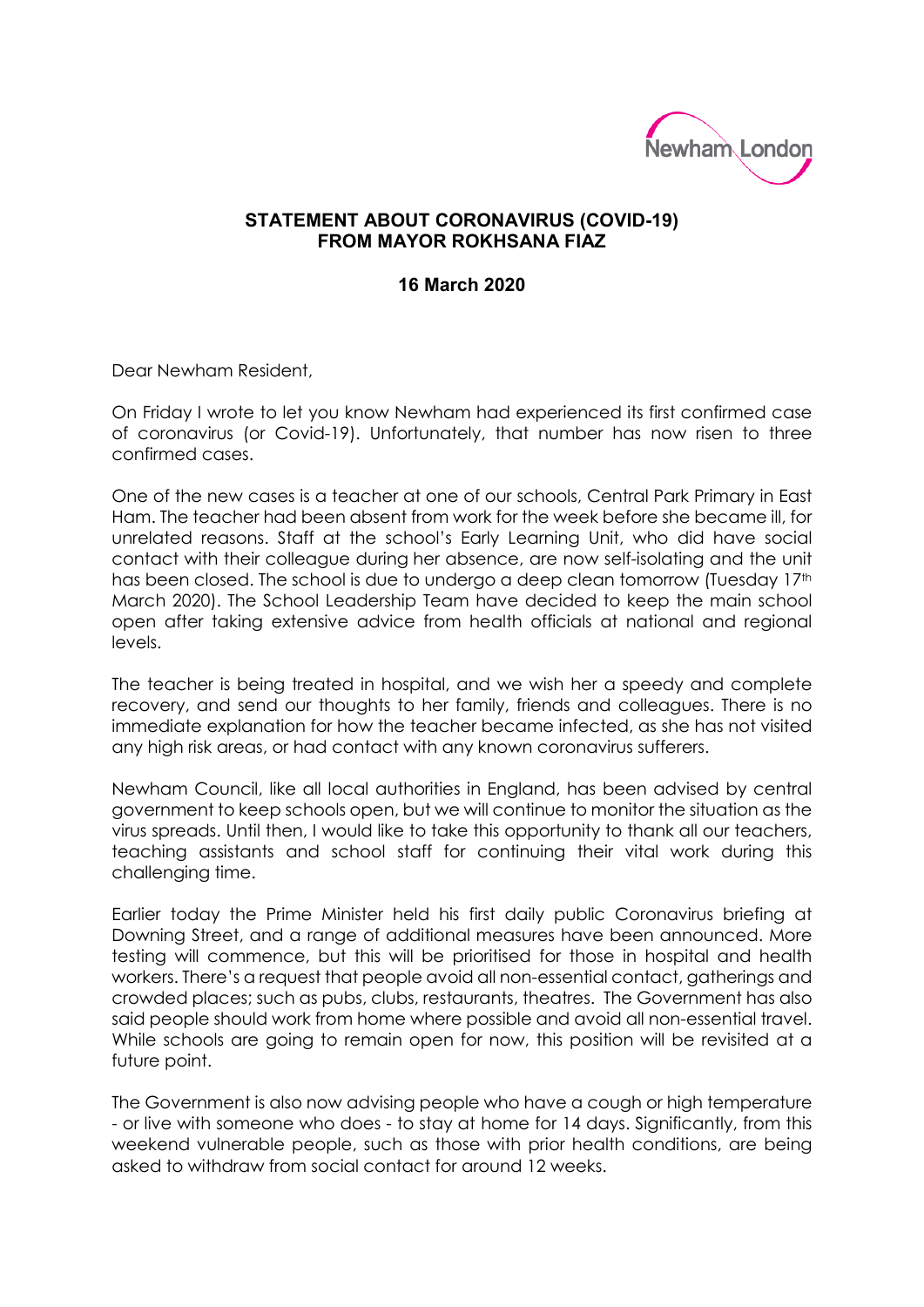Newham London

## STATEMENT ABOUT CORONAVIRUS (COVID-19) FROM MAYOR ROKHSANA FIAZ

**16 March 2020**

Dear Newham Resident,

On Friday I wrote to let you know Newham had experienced its first confirmed case of coronavirus (or Covid-19). Unfortunately, that number has now risen to three confirmed cases.

One of the new cases is a teacher at one of our schools, Central Park Primary in East Ham. The teacher had been absent from work for the week before she became ill, for unrelated reasons. Staff at the school's Early Learning Unit, who did have social contact with their colleague during her absence, are now self-isolating and the unit has been closed. The school is due to undergo a deep clean tomorrow (Tuesday 17th March 2020). The School Leadership Team have decided to keep the main school open after taking extensive advice from health officials at national and regional levels.

The teacher is being treated in hospital, and we wish her a speedy and complete recovery, and send our thoughts to her family, friends and colleagues. There is no immediate explanation for how the teacher became infected, as she has not visited any high risk areas, or had contact with any known coronavirus sufferers.

Newham Council, like all local authorities in England, has been advised by central government to keep schools open, but we will continue to monitor the situation as the virus spreads. Until then, I would like to take this opportunity to thank all our teachers, teaching assistants and school staff for continuing their vital work during this challenging time.

Earlier today the Prime Minister held his first daily public Coronavirus briefing at Downing Street, and a range of additional measures have been announced. More testing will commence, but this will be prioritised for those in hospital and health workers. There's a request that people avoid all non-essential contact, gatherings and crowded places; such as pubs, clubs, restaurants, theatres. The Government has also said people should work from home where possible and avoid all non-essential travel. While schools are going to remain open for now, this position will be revisited at a future point.

The Government is also now advising people who have a cough or high temperature - or live with someone who does - to stay at home for 14 days. Significantly, from this weekend vulnerable people, such as those with prior health conditions, are being asked to withdraw from social contact for around 12 weeks.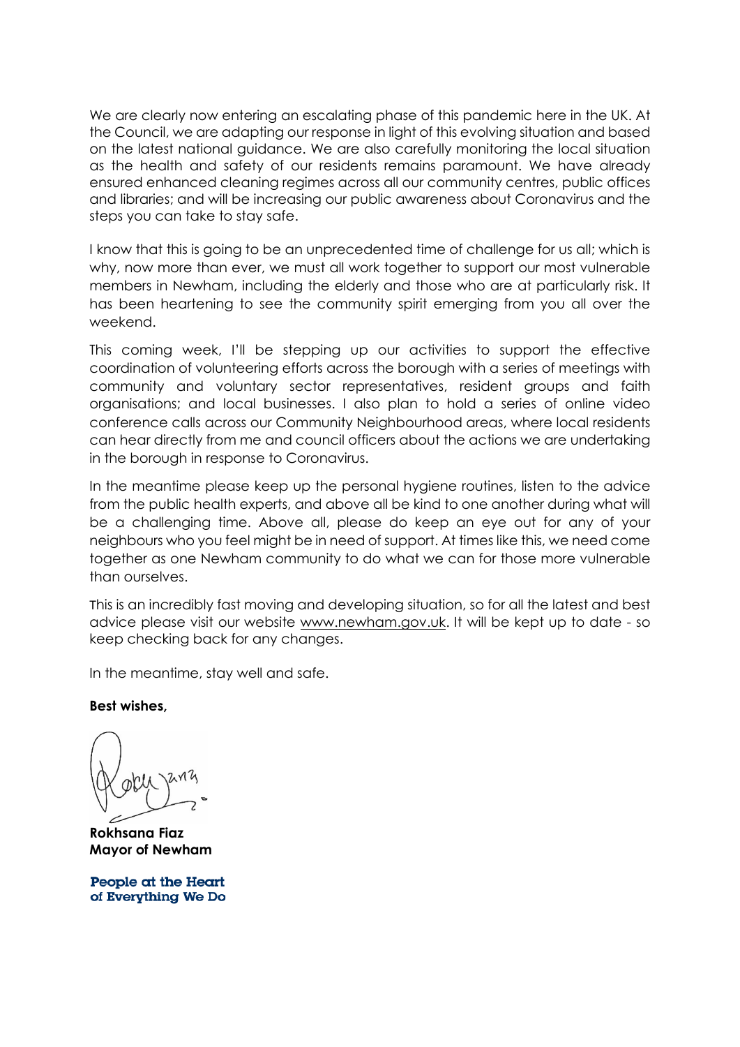We are clearly now entering an escalating phase of this pandemic here in the UK. At the Council, we are adapting our response in light of this evolving situation and based on the latest national guidance. We are also carefully monitoring the local situation as the health and safety of our residents remains paramount. We have already ensured enhanced cleaning regimes across all our community centres, public offices and libraries; and will be increasing our public awareness about Coronavirus and the steps you can take to stay safe.

I know that this is going to be an unprecedented time of challenge for us all; which is why, now more than ever, we must all work together to support our most vulnerable members in Newham, including the elderly and those who are at particularly risk. It has been heartening to see the community spirit emerging from you all over the weekend.

This coming week, I'll be stepping up our activities to support the effective coordination of volunteering efforts across the borough with a series of meetings with community and voluntary sector representatives, resident groups and faith organisations; and local businesses. I also plan to hold a series of online video conference calls across our Community Neighbourhood areas, where local residents can hear directly from me and council officers about the actions we are undertaking in the borough in response to Coronavirus.

In the meantime please keep up the personal hygiene routines, listen to the advice from the public health experts, and above all be kind to one another during what will be a challenging time. Above all, please do keep an eye out for any of your neighbours who you feel might be in need of support. At times like this, we need come together as one Newham community to do what we can for those more vulnerable than ourselves.

This is an incredibly fast moving and developing situation, so for all the latest and best advice please visit our website www.newham.gov.uk. It will be kept up to date - so keep checking back for any changes.

In the meantime, stay well and safe.

**Best wishes,**

**Rokhsana Fiaz**
**Mayor of Newham**

**People at the Heart of Everything We Do**